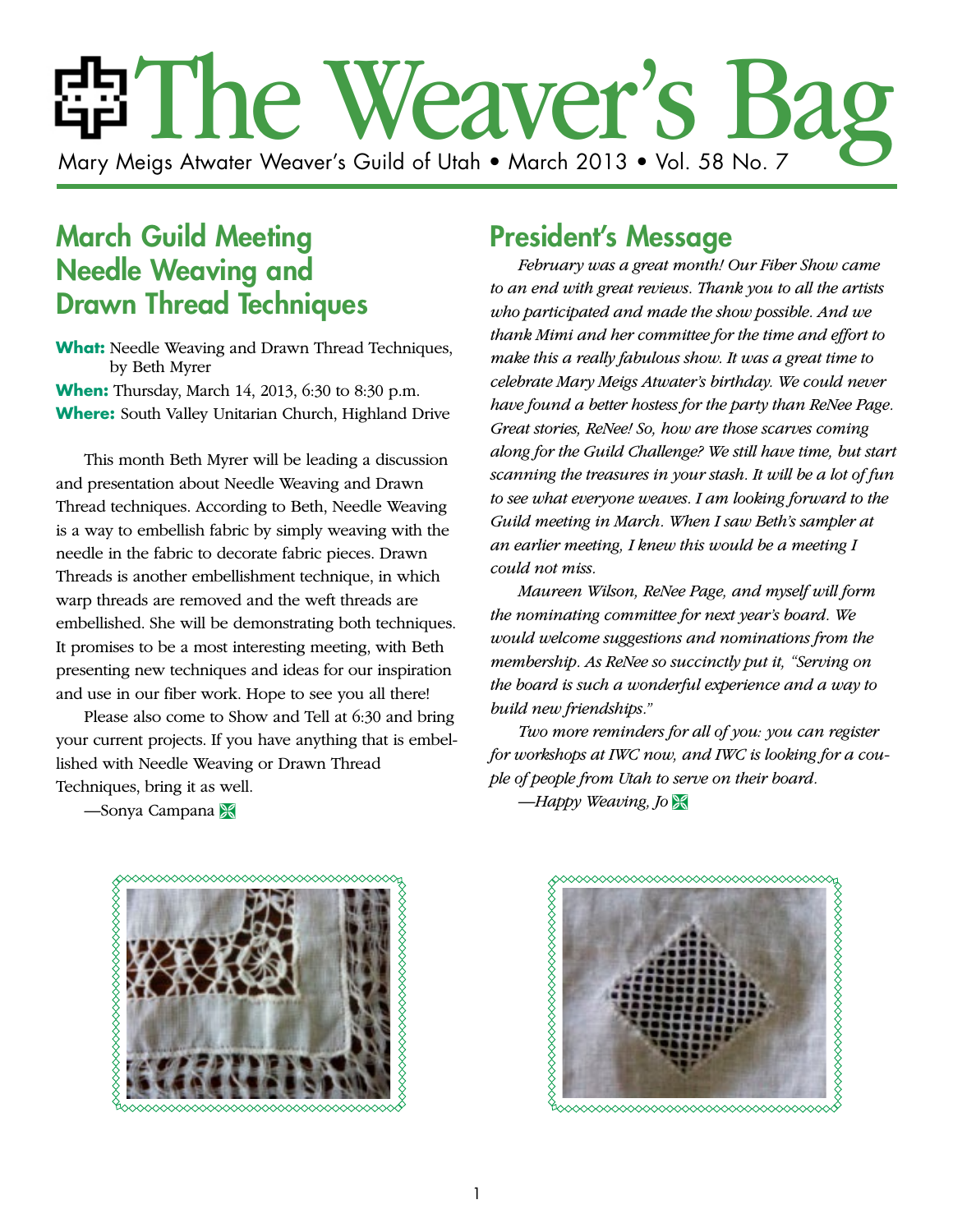# The Weaver's Bag

Mary Meigs Atwater Weaver's Guild of Utah • March 2013 • Vol. 58 No. 7

## March Guild Meeting Needle Weaving and Drawn Thread Techniques

**What:** Needle Weaving and Drawn Thread Techniques, by Beth Myrer
**When:** Thursday, March 14, 2013, 6:30 to 8:30 p.m.
**Where:** South Valley Unitarian Church, Highland Drive

This month Beth Myrer will be leading a discussion and presentation about Needle Weaving and Drawn Thread techniques. According to Beth, Needle Weaving is a way to embellish fabric by simply weaving with the needle in the fabric to decorate fabric pieces. Drawn Threads is another embellishment technique, in which warp threads are removed and the weft threads are embellished. She will be demonstrating both techniques. It promises to be a most interesting meeting, with Beth presenting new techniques and ideas for our inspiration and use in our fiber work. Hope to see you all there!

Please also come to Show and Tell at 6:30 and bring your current projects. If you have anything that is embellished with Needle Weaving or Drawn Thread Techniques, bring it as well.

—Sonya Campana

## President's Message

*February was a great month! Our Fiber Show came to an end with great reviews. Thank you to all the artists who participated and made the show possible. And we thank Mimi and her committee for the time and effort to make this a really fabulous show. It was a great time to celebrate Mary Meigs Atwater's birthday. We could never have found a better hostess for the party than ReNee Page. Great stories, ReNee! So, how are those scarves coming along for the Guild Challenge? We still have time, but start scanning the treasures in your stash. It will be a lot of fun to see what everyone weaves. I am looking forward to the Guild meeting in March. When I saw Beth's sampler at an earlier meeting, I knew this would be a meeting I could not miss.*

*Maureen Wilson, ReNee Page, and myself will form the nominating committee for next year's board. We would welcome suggestions and nominations from the membership. As ReNee so succinctly put it, "Serving on the board is such a wonderful experience and a way to build new friendships."*

*Two more reminders for all of you: you can register for workshops at IWC now, and IWC is looking for a couple of people from Utah to serve on their board.*

*—Happy Weaving, Jo*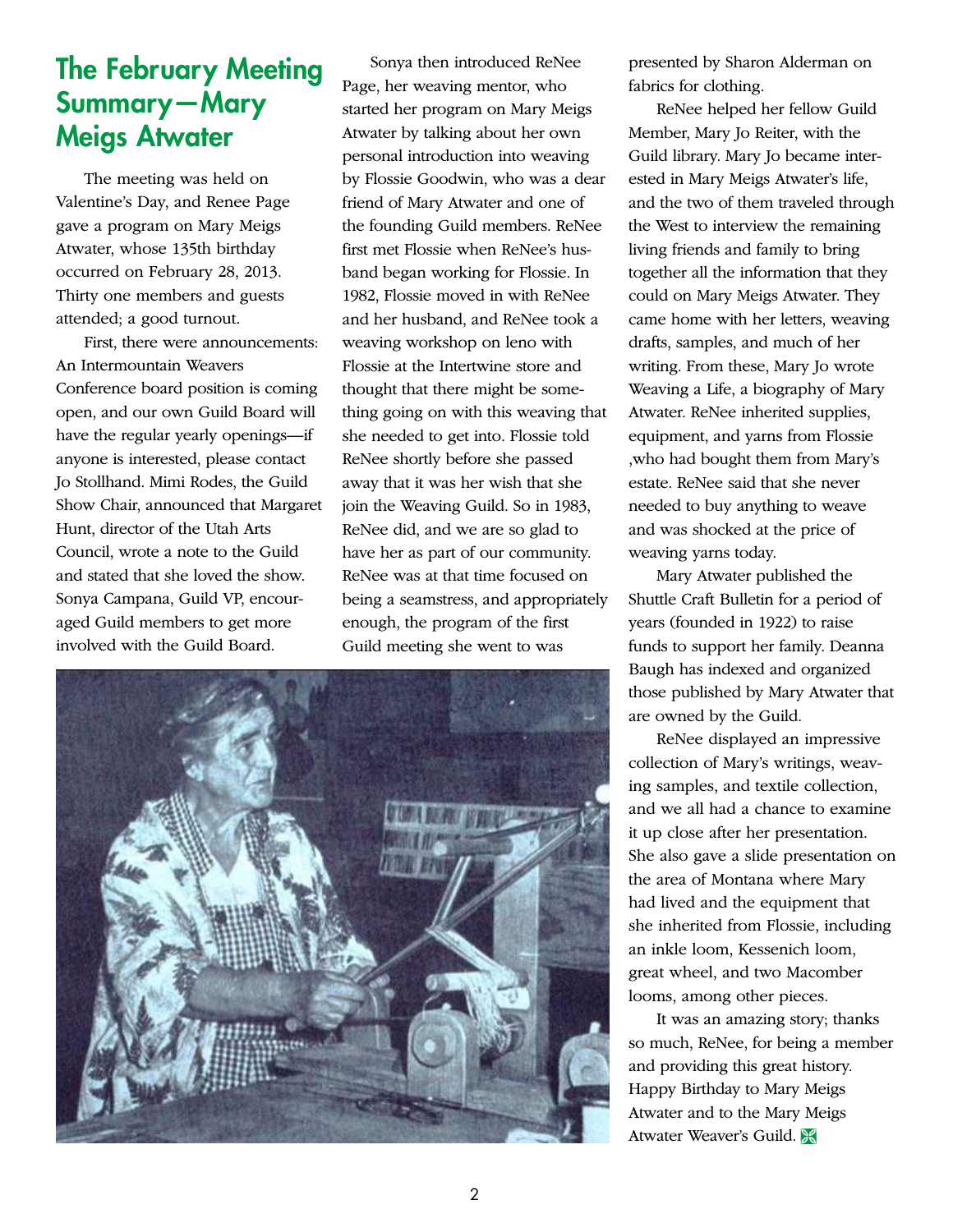## The February Meeting Summary—Mary Meigs Atwater

The meeting was held on Valentine's Day, and Renee Page gave a program on Mary Meigs Atwater, whose 135th birthday occurred on February 28, 2013. Thirty one members and guests attended; a good turnout.

First, there were announcements: An Intermountain Weavers Conference board position is coming open, and our own Guild Board will have the regular yearly openings—if anyone is interested, please contact Jo Stollhand. Mimi Rodes, the Guild Show Chair, announced that Margaret Hunt, director of the Utah Arts Council, wrote a note to the Guild and stated that she loved the show. Sonya Campana, Guild VP, encouraged Guild members to get more involved with the Guild Board.

Sonya then introduced ReNee Page, her weaving mentor, who started her program on Mary Meigs Atwater by talking about her own personal introduction into weaving by Flossie Goodwin, who was a dear friend of Mary Atwater and one of the founding Guild members. ReNee first met Flossie when ReNee's husband began working for Flossie. In 1982, Flossie moved in with ReNee and her husband, and ReNee took a weaving workshop on leno with Flossie at the Intertwine store and thought that there might be something going on with this weaving that she needed to get into. Flossie told ReNee shortly before she passed away that it was her wish that she join the Weaving Guild. So in 1983, ReNee did, and we are so glad to have her as part of our community. ReNee was at that time focused on being a seamstress, and appropriately enough, the program of the first Guild meeting she went to was presented by Sharon Alderman on fabrics for clothing.

ReNee helped her fellow Guild Member, Mary Jo Reiter, with the Guild library. Mary Jo became interested in Mary Meigs Atwater's life, and the two of them traveled through the West to interview the remaining living friends and family to bring together all the information that they could on Mary Meigs Atwater. They came home with her letters, weaving drafts, samples, and much of her writing. From these, Mary Jo wrote Weaving a Life, a biography of Mary Atwater. ReNee inherited supplies, equipment, and yarns from Flossie ,who had bought them from Mary's estate. ReNee said that she never needed to buy anything to weave and was shocked at the price of weaving yarns today.

Mary Atwater published the Shuttle Craft Bulletin for a period of years (founded in 1922) to raise funds to support her family. Deanna Baugh has indexed and organized those published by Mary Atwater that are owned by the Guild.

ReNee displayed an impressive collection of Mary's writings, weaving samples, and textile collection, and we all had a chance to examine it up close after her presentation. She also gave a slide presentation on the area of Montana where Mary had lived and the equipment that she inherited from Flossie, including an inkle loom, Kessenich loom, great wheel, and two Macomber looms, among other pieces.

It was an amazing story; thanks so much, ReNee, for being a member and providing this great history. Happy Birthday to Mary Meigs Atwater and to the Mary Meigs Atwater Weaver's Guild.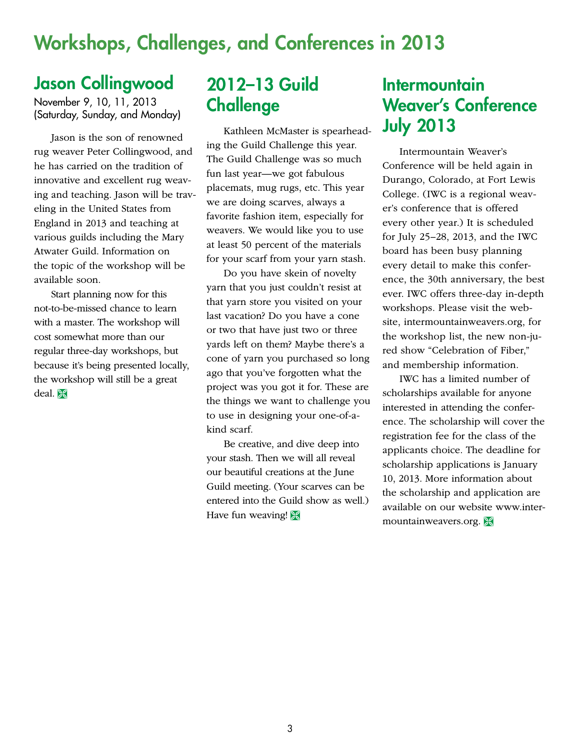# Workshops, Challenges, and Conferences in 2013

## Jason Collingwood

November 9, 10, 11, 2013
(Saturday, Sunday, and Monday)

Jason is the son of renowned rug weaver Peter Collingwood, and he has carried on the tradition of innovative and excellent rug weaving and teaching. Jason will be traveling in the United States from England in 2013 and teaching at various guilds including the Mary Atwater Guild. Information on the topic of the workshop will be available soon.

Start planning now for this not-to-be-missed chance to learn with a master. The workshop will cost somewhat more than our regular three-day workshops, but because it's being presented locally, the workshop will still be a great deal.

## 2012–13 Guild Challenge

Kathleen McMaster is spearheading the Guild Challenge this year. The Guild Challenge was so much fun last year—we got fabulous placemats, mug rugs, etc. This year we are doing scarves, always a favorite fashion item, especially for weavers. We would like you to use at least 50 percent of the materials for your scarf from your yarn stash.

Do you have skein of novelty yarn that you just couldn't resist at that yarn store you visited on your last vacation? Do you have a cone or two that have just two or three yards left on them? Maybe there's a cone of yarn you purchased so long ago that you've forgotten what the project was you got it for. These are the things we want to challenge you to use in designing your one-of-a-kind scarf.

Be creative, and dive deep into your stash. Then we will all reveal our beautiful creations at the June Guild meeting. (Your scarves can be entered into the Guild show as well.) Have fun weaving!

## Intermountain Weaver's Conference July 2013

Intermountain Weaver's Conference will be held again in Durango, Colorado, at Fort Lewis College. (IWC is a regional weaver's conference that is offered every other year.) It is scheduled for July 25–28, 2013, and the IWC board has been busy planning every detail to make this conference, the 30th anniversary, the best ever. IWC offers three-day in-depth workshops. Please visit the website, intermountainweavers.org, for the workshop list, the new non-juried show "Celebration of Fiber," and membership information.

IWC has a limited number of scholarships available for anyone interested in attending the conference. The scholarship will cover the registration fee for the class of the applicants choice. The deadline for scholarship applications is January 10, 2013. More information about the scholarship and application are available on our website www.intermountainweavers.org.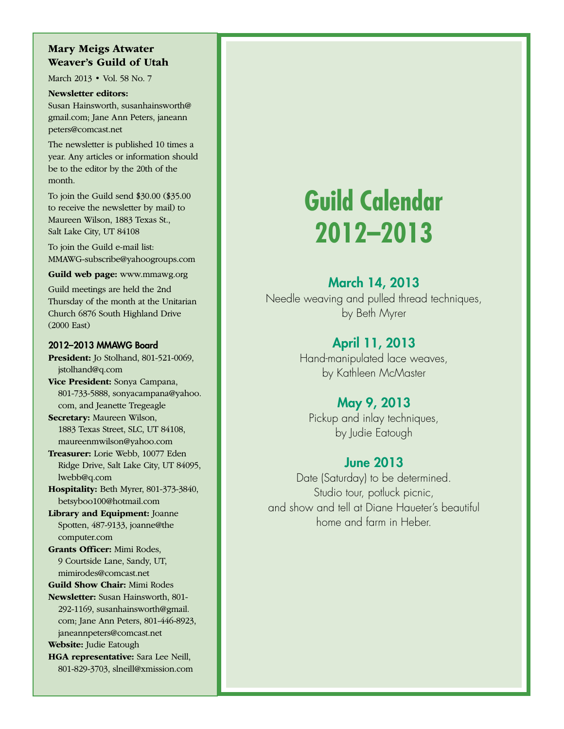## Mary Meigs Atwater Weaver's Guild of Utah

March 2013 • Vol. 58 No. 7

**Newsletter editors:**
Susan Hainsworth, susanhainsworth@gmail.com; Jane Ann Peters, janeannpeters@comcast.net

The newsletter is published 10 times a year. Any articles or information should be to the editor by the 20th of the month.

To join the Guild send $30.00 ($35.00 to receive the newsletter by mail) to Maureen Wilson, 1883 Texas St., Salt Lake City, UT 84108

To join the Guild e-mail list: MMAWG-subscribe@yahoogroups.com

**Guild web page:** www.mmawg.org

Guild meetings are held the 2nd Thursday of the month at the Unitarian Church 6876 South Highland Drive (2000 East)

### 2012–2013 MMAWG Board

**President:** Jo Stolhand, 801-521-0069, jstolhand@q.com

**Vice President:** Sonya Campana, 801-733-5888, sonyacampana@yahoo.com, and Jeanette Tregeagle

**Secretary:** Maureen Wilson, 1883 Texas Street, SLC, UT 84108, maureenmwilson@yahoo.com

**Treasurer:** Lorie Webb, 10077 Eden Ridge Drive, Salt Lake City, UT 84095, lwebb@q.com

**Hospitality:** Beth Myrer, 801-373-3840, betsyboo100@hotmail.com

**Library and Equipment:** Joanne Spotten, 487-9133, joanne@thecomputer.com

**Grants Officer:** Mimi Rodes, 9 Courtside Lane, Sandy, UT, mimirodes@comcast.net

**Guild Show Chair:** Mimi Rodes

**Newsletter:** Susan Hainsworth, 801-292-1169, susanhainsworth@gmail.com; Jane Ann Peters, 801-446-8923, janeannpeters@comcast.net

**Website:** Judie Eatough

**HGA representative:** Sara Lee Neill, 801-829-3703, slneill@xmission.com

# Guild Calendar 2012–2013

### March 14, 2013
Needle weaving and pulled thread techniques, by Beth Myrer

### April 11, 2013
Hand-manipulated lace weaves, by Kathleen McMaster

### May 9, 2013
Pickup and inlay techniques, by Judie Eatough

### June 2013
Date (Saturday) to be determined. Studio tour, potluck picnic, and show and tell at Diane Haueter's beautiful home and farm in Heber.